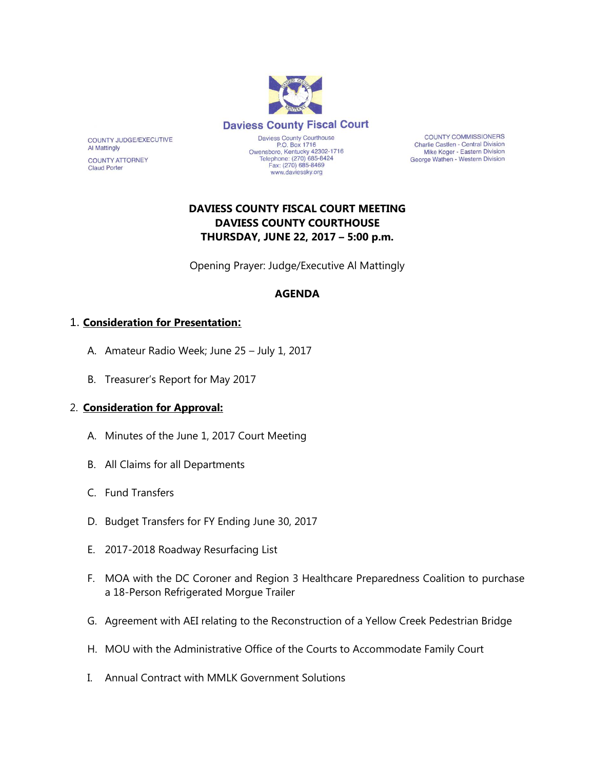# Daviess County Fiscal Court

COUNTY JUDGE/EXECUTIVE
Al Mattingly

COUNTY ATTORNEY
Claud Porter

Daviess County Courthouse
P.O. Box 1716
Owensboro, Kentucky 42302-1716
Telephone: (270) 685-8424
Fax: (270) 685-8469
www.daviessky.org

COUNTY COMMISSIONERS
Charlie Castlen - Central Division
Mike Koger - Eastern Division
George Wathen - Western Division

**DAVIESS COUNTY FISCAL COURT MEETING**
**DAVIESS COUNTY COURTHOUSE**
**THURSDAY, JUNE 22, 2017 – 5:00 p.m.**

Opening Prayer: Judge/Executive Al Mattingly

**AGENDA**

1. **Consideration for Presentation:**

   A. Amateur Radio Week; June 25 – July 1, 2017

   B. Treasurer's Report for May 2017

2. **Consideration for Approval:**

   A. Minutes of the June 1, 2017 Court Meeting

   B. All Claims for all Departments

   C. Fund Transfers

   D. Budget Transfers for FY Ending June 30, 2017

   E. 2017-2018 Roadway Resurfacing List

   F. MOA with the DC Coroner and Region 3 Healthcare Preparedness Coalition to purchase a 18-Person Refrigerated Morgue Trailer

   G. Agreement with AEI relating to the Reconstruction of a Yellow Creek Pedestrian Bridge

   H. MOU with the Administrative Office of the Courts to Accommodate Family Court

   I. Annual Contract with MMLK Government Solutions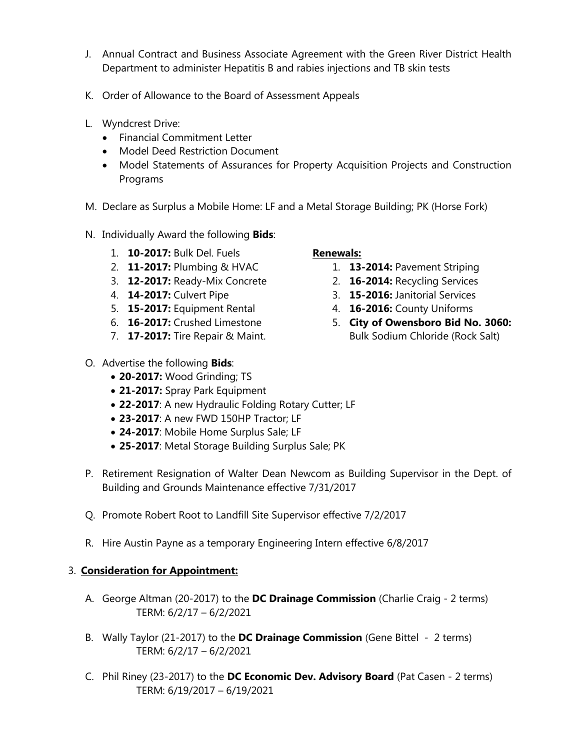J. Annual Contract and Business Associate Agreement with the Green River District Health Department to administer Hepatitis B and rabies injections and TB skin tests

K. Order of Allowance to the Board of Assessment Appeals

L. Wyndcrest Drive:
   - Financial Commitment Letter
   - Model Deed Restriction Document
   - Model Statements of Assurances for Property Acquisition Projects and Construction Programs

M. Declare as Surplus a Mobile Home: LF and a Metal Storage Building; PK (Horse Fork)

N. Individually Award the following **Bids**:
   1. **10-2017:** Bulk Del. Fuels
   2. **11-2017:** Plumbing & HVAC
   3. **12-2017:** Ready-Mix Concrete
   4. **14-2017:** Culvert Pipe
   5. **15-2017:** Equipment Rental
   6. **16-2017:** Crushed Limestone
   7. **17-2017:** Tire Repair & Maint.

   **Renewals:**
   1. **13-2014:** Pavement Striping
   2. **16-2014:** Recycling Services
   3. **15-2016:** Janitorial Services
   4. **16-2016:** County Uniforms
   5. **City of Owensboro Bid No. 3060:** Bulk Sodium Chloride (Rock Salt)

O. Advertise the following **Bids**:
   - **20-2017:** Wood Grinding; TS
   - **21-2017:** Spray Park Equipment
   - **22-2017**: A new Hydraulic Folding Rotary Cutter; LF
   - **23-2017**: A new FWD 150HP Tractor; LF
   - **24-2017**: Mobile Home Surplus Sale; LF
   - **25-2017**: Metal Storage Building Surplus Sale; PK

P. Retirement Resignation of Walter Dean Newcom as Building Supervisor in the Dept. of Building and Grounds Maintenance effective 7/31/2017

Q. Promote Robert Root to Landfill Site Supervisor effective 7/2/2017

R. Hire Austin Payne as a temporary Engineering Intern effective 6/8/2017

3. **Consideration for Appointment:**

A. George Altman (20-2017) to the **DC Drainage Commission** (Charlie Craig - 2 terms)
   TERM: 6/2/17 – 6/2/2021

B. Wally Taylor (21-2017) to the **DC Drainage Commission** (Gene Bittel - 2 terms)
   TERM: 6/2/17 – 6/2/2021

C. Phil Riney (23-2017) to the **DC Economic Dev. Advisory Board** (Pat Casen - 2 terms)
   TERM: 6/19/2017 – 6/19/2021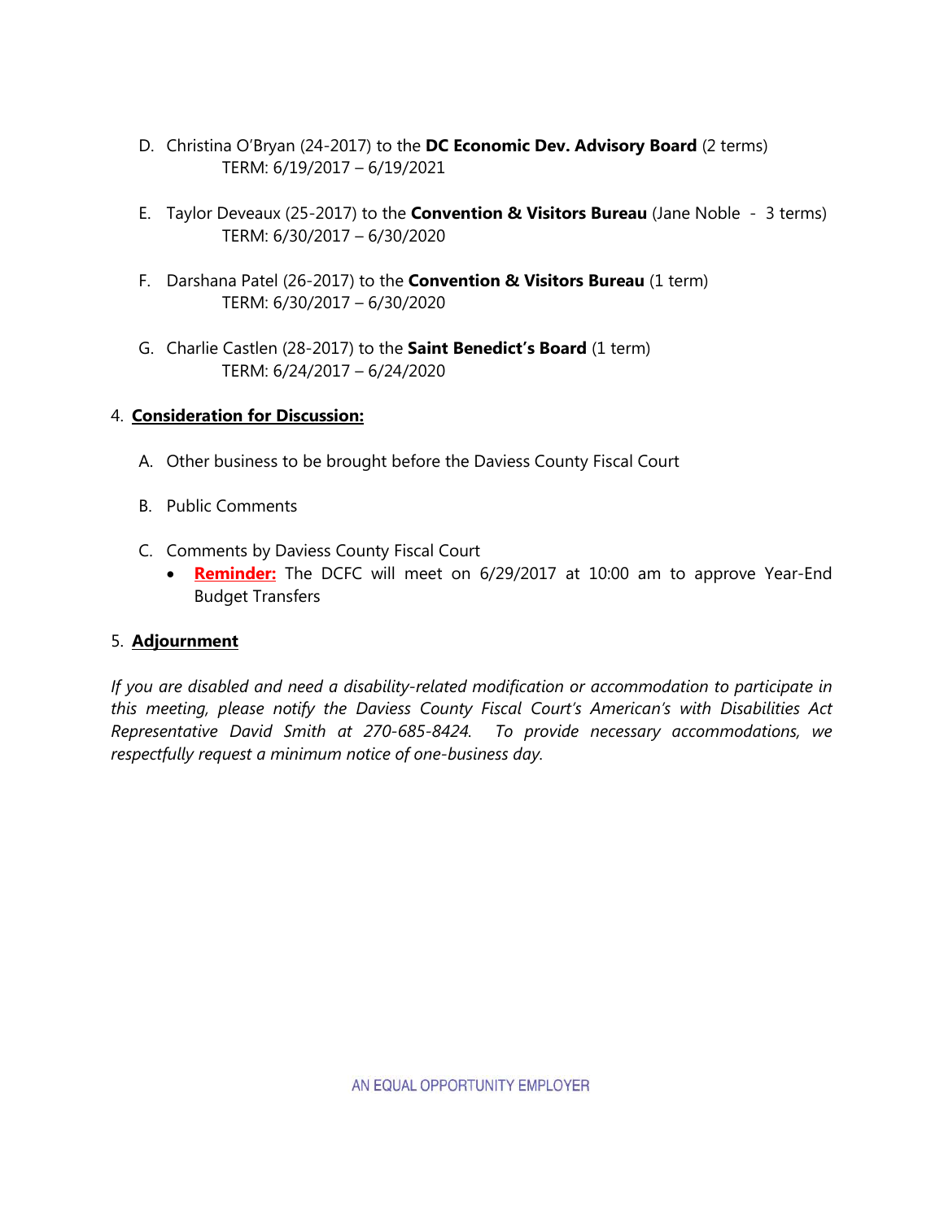D. Christina O'Bryan (24-2017) to the **DC Economic Dev. Advisory Board** (2 terms)
   TERM: 6/19/2017 – 6/19/2021

E. Taylor Deveaux (25-2017) to the **Convention & Visitors Bureau** (Jane Noble - 3 terms)
   TERM: 6/30/2017 – 6/30/2020

F. Darshana Patel (26-2017) to the **Convention & Visitors Bureau** (1 term)
   TERM: 6/30/2017 – 6/30/2020

G. Charlie Castlen (28-2017) to the **Saint Benedict's Board** (1 term)
   TERM: 6/24/2017 – 6/24/2020

4. **Consideration for Discussion:**

   A. Other business to be brought before the Daviess County Fiscal Court

   B. Public Comments

   C. Comments by Daviess County Fiscal Court
      - **Reminder:** The DCFC will meet on 6/29/2017 at 10:00 am to approve Year-End Budget Transfers

5. **Adjournment**

*If you are disabled and need a disability-related modification or accommodation to participate in this meeting, please notify the Daviess County Fiscal Court's American's with Disabilities Act Representative David Smith at 270-685-8424. To provide necessary accommodations, we respectfully request a minimum notice of one-business day.*

AN EQUAL OPPORTUNITY EMPLOYER